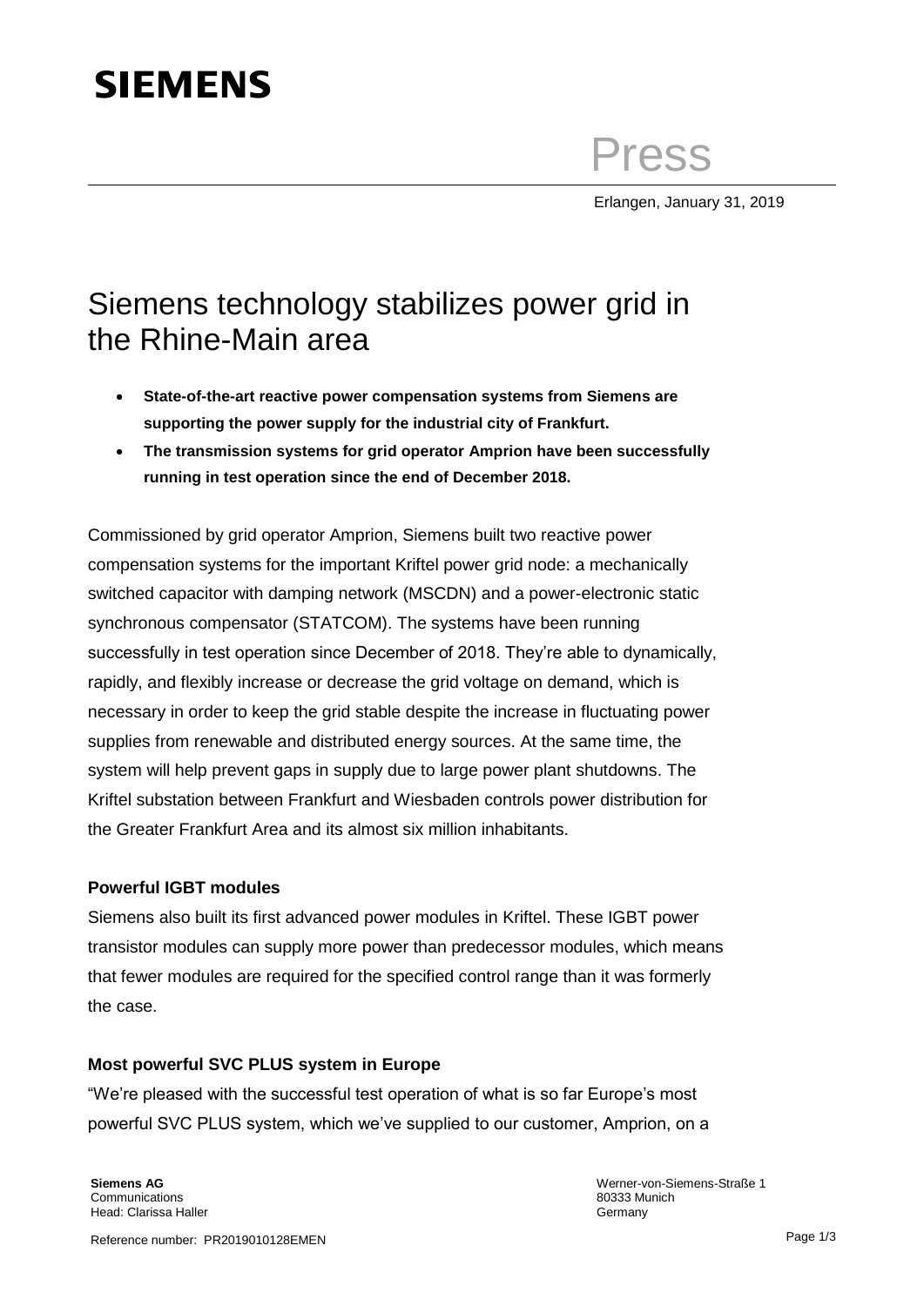# SIEMENS

Press

Erlangen, January 31, 2019

# Siemens technology stabilizes power grid in the Rhine-Main area

- **State-of-the-art reactive power compensation systems from Siemens are supporting the power supply for the industrial city of Frankfurt.**
- **The transmission systems for grid operator Amprion have been successfully running in test operation since the end of December 2018.**

Commissioned by grid operator Amprion, Siemens built two reactive power compensation systems for the important Kriftel power grid node: a mechanically switched capacitor with damping network (MSCDN) and a power-electronic static synchronous compensator (STATCOM). The systems have been running successfully in test operation since December of 2018. They're able to dynamically, rapidly, and flexibly increase or decrease the grid voltage on demand, which is necessary in order to keep the grid stable despite the increase in fluctuating power supplies from renewable and distributed energy sources. At the same time, the system will help prevent gaps in supply due to large power plant shutdowns. The Kriftel substation between Frankfurt and Wiesbaden controls power distribution for the Greater Frankfurt Area and its almost six million inhabitants.

### Powerful IGBT modules

Siemens also built its first advanced power modules in Kriftel. These IGBT power transistor modules can supply more power than predecessor modules, which means that fewer modules are required for the specified control range than it was formerly the case.

### Most powerful SVC PLUS system in Europe

"We're pleased with the successful test operation of what is so far Europe's most powerful SVC PLUS system, which we've supplied to our customer, Amprion, on a

**Siemens AG**
Communications
Head: Clarissa Haller

Werner-von-Siemens-Straße 1
80333 Munich
Germany

Reference number: PR2019010128EMEN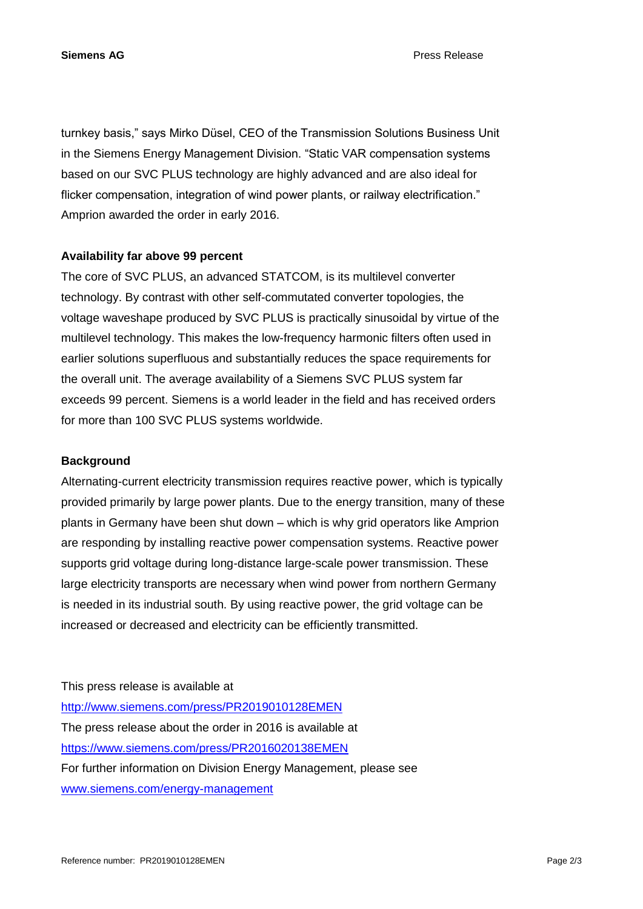turnkey basis," says Mirko Düsel, CEO of the Transmission Solutions Business Unit in the Siemens Energy Management Division. "Static VAR compensation systems based on our SVC PLUS technology are highly advanced and are also ideal for flicker compensation, integration of wind power plants, or railway electrification." Amprion awarded the order in early 2016.

**Availability far above 99 percent**

The core of SVC PLUS, an advanced STATCOM, is its multilevel converter technology. By contrast with other self-commutated converter topologies, the voltage waveshape produced by SVC PLUS is practically sinusoidal by virtue of the multilevel technology. This makes the low-frequency harmonic filters often used in earlier solutions superfluous and substantially reduces the space requirements for the overall unit. The average availability of a Siemens SVC PLUS system far exceeds 99 percent. Siemens is a world leader in the field and has received orders for more than 100 SVC PLUS systems worldwide.

**Background**

Alternating-current electricity transmission requires reactive power, which is typically provided primarily by large power plants. Due to the energy transition, many of these plants in Germany have been shut down – which is why grid operators like Amprion are responding by installing reactive power compensation systems. Reactive power supports grid voltage during long-distance large-scale power transmission. These large electricity transports are necessary when wind power from northern Germany is needed in its industrial south. By using reactive power, the grid voltage can be increased or decreased and electricity can be efficiently transmitted.

This press release is available at
http://www.siemens.com/press/PR2019010128EMEN
The press release about the order in 2016 is available at
https://www.siemens.com/press/PR2016020138EMEN
For further information on Division Energy Management, please see
www.siemens.com/energy-management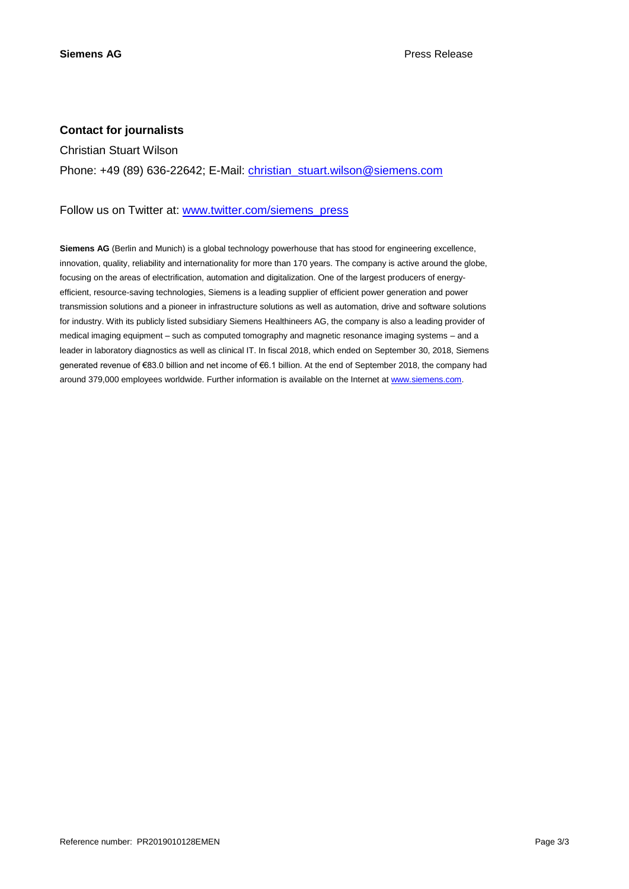**Contact for journalists**

Christian Stuart Wilson

Phone: +49 (89) 636-22642; E-Mail: christian_stuart.wilson@siemens.com

Follow us on Twitter at: www.twitter.com/siemens_press

**Siemens AG** (Berlin and Munich) is a global technology powerhouse that has stood for engineering excellence, innovation, quality, reliability and internationality for more than 170 years. The company is active around the globe, focusing on the areas of electrification, automation and digitalization. One of the largest producers of energy-efficient, resource-saving technologies, Siemens is a leading supplier of efficient power generation and power transmission solutions and a pioneer in infrastructure solutions as well as automation, drive and software solutions for industry. With its publicly listed subsidiary Siemens Healthineers AG, the company is also a leading provider of medical imaging equipment – such as computed tomography and magnetic resonance imaging systems – and a leader in laboratory diagnostics as well as clinical IT. In fiscal 2018, which ended on September 30, 2018, Siemens generated revenue of €83.0 billion and net income of €6.1 billion. At the end of September 2018, the company had around 379,000 employees worldwide. Further information is available on the Internet at www.siemens.com.

Reference number: PR2019010128EMEN